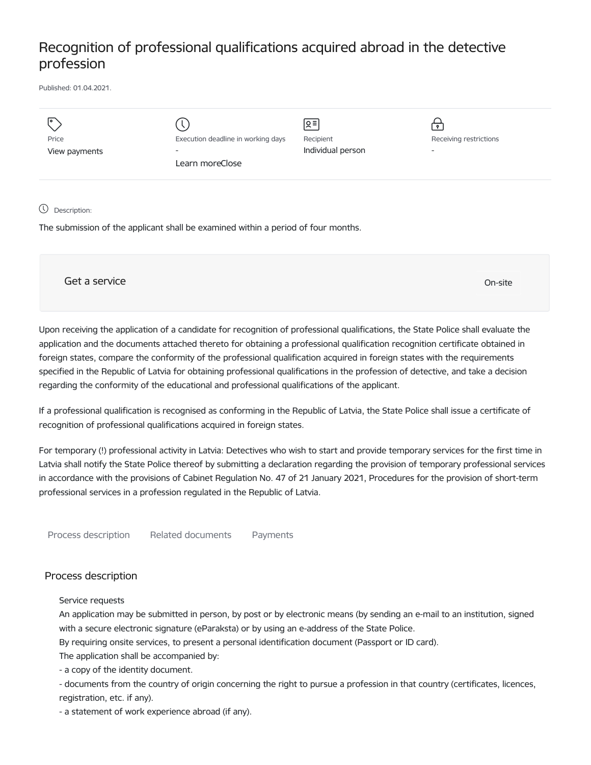# Recognition of professional qualifications acquired abroad in the detective profession

Published: 01.04.2021.

| Price | Execution deadline in working days | Recipient | Receiving restrictions |
| --- | --- | --- | --- |
| View payments | - | Individual person | - |
| | Learn moreClose | | |

Description:

The submission of the applicant shall be examined within a period of four months.

Get a service

On-site

Upon receiving the application of a candidate for recognition of professional qualifications, the State Police shall evaluate the application and the documents attached thereto for obtaining a professional qualification recognition certificate obtained in foreign states, compare the conformity of the professional qualification acquired in foreign states with the requirements specified in the Republic of Latvia for obtaining professional qualifications in the profession of detective, and take a decision regarding the conformity of the educational and professional qualifications of the applicant.

If a professional qualification is recognised as conforming in the Republic of Latvia, the State Police shall issue a certificate of recognition of professional qualifications acquired in foreign states.

For temporary (!) professional activity in Latvia: Detectives who wish to start and provide temporary services for the first time in Latvia shall notify the State Police thereof by submitting a declaration regarding the provision of temporary professional services in accordance with the provisions of Cabinet Regulation No. 47 of 21 January 2021, Procedures for the provision of short-term professional services in a profession regulated in the Republic of Latvia.

Process description    Related documents    Payments

## Process description

Service requests

An application may be submitted in person, by post or by electronic means (by sending an e-mail to an institution, signed with a secure electronic signature (eParaksta) or by using an e-address of the State Police.

By requiring onsite services, to present a personal identification document (Passport or ID card).

The application shall be accompanied by:

- a copy of the identity document.
- documents from the country of origin concerning the right to pursue a profession in that country (certificates, licences, registration, etc. if any).
- a statement of work experience abroad (if any).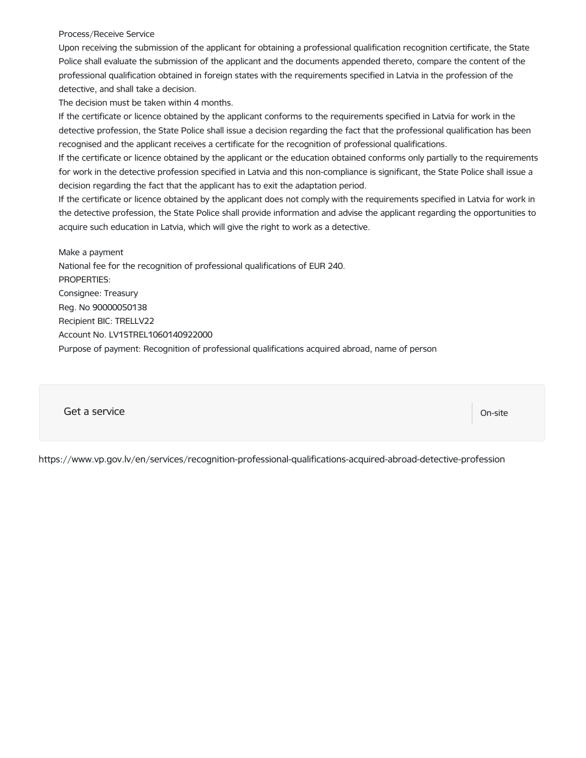Process/Receive Service

Upon receiving the submission of the applicant for obtaining a professional qualification recognition certificate, the State Police shall evaluate the submission of the applicant and the documents appended thereto, compare the content of the professional qualification obtained in foreign states with the requirements specified in Latvia in the profession of the detective, and shall take a decision.

The decision must be taken within 4 months.

If the certificate or licence obtained by the applicant conforms to the requirements specified in Latvia for work in the detective profession, the State Police shall issue a decision regarding the fact that the professional qualification has been recognised and the applicant receives a certificate for the recognition of professional qualifications.

If the certificate or licence obtained by the applicant or the education obtained conforms only partially to the requirements for work in the detective profession specified in Latvia and this non-compliance is significant, the State Police shall issue a decision regarding the fact that the applicant has to exit the adaptation period.

If the certificate or licence obtained by the applicant does not comply with the requirements specified in Latvia for work in the detective profession, the State Police shall provide information and advise the applicant regarding the opportunities to acquire such education in Latvia, which will give the right to work as a detective.

Make a payment

National fee for the recognition of professional qualifications of EUR 240.

PROPERTIES:

Consignee: Treasury

Reg. No 90000050138

Recipient BIC: TRELLV22

Account No. LV15TREL1060140922000

Purpose of payment: Recognition of professional qualifications acquired abroad, name of person

Get a service

On-site

https://www.vp.gov.lv/en/services/recognition-professional-qualifications-acquired-abroad-detective-profession